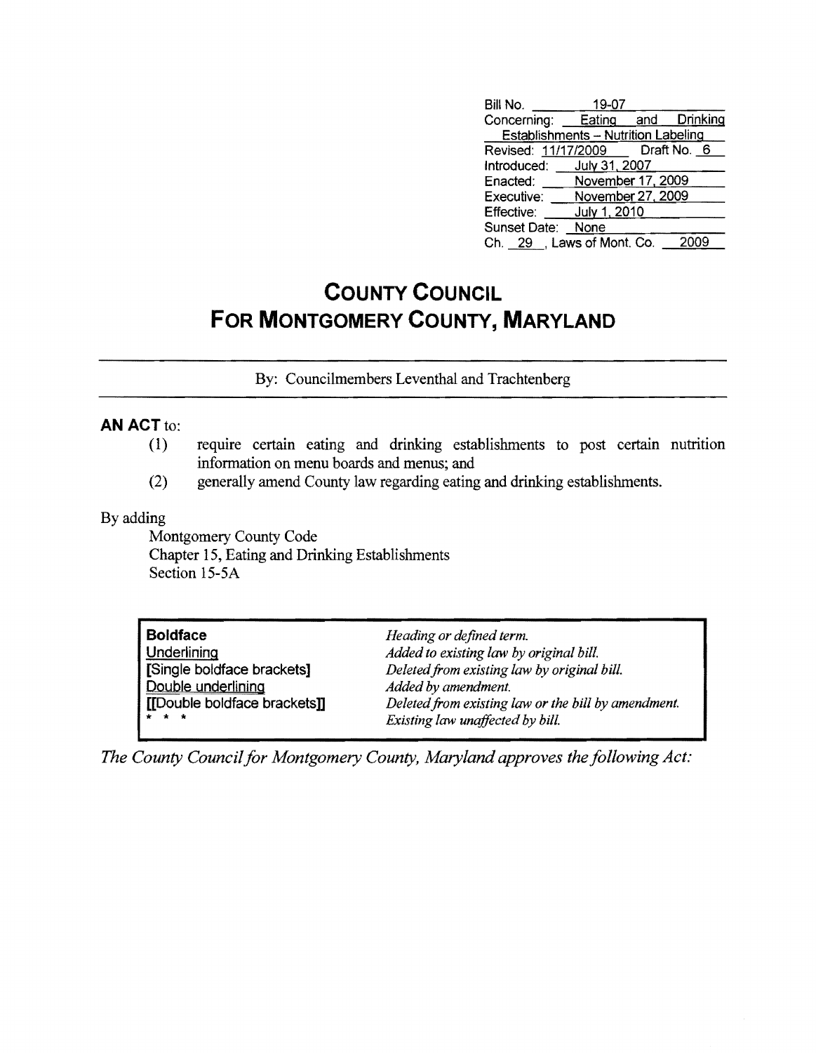| | |
|---|---|
| Bill No. | 19-07 |
| Concerning: | Eating and Drinking Establishments – Nutrition Labeling |
| Revised: | 11/17/2009 Draft No. 6 |
| Introduced: | July 31, 2007 |
| Enacted: | November 17, 2009 |
| Executive: | November 27, 2009 |
| Effective: | July 1, 2010 |
| Sunset Date: | None |
| Ch. 29, Laws of Mont. Co. | 2009 |

# COUNTY COUNCIL
# FOR MONTGOMERY COUNTY, MARYLAND

By: Councilmembers Leventhal and Trachtenberg

**AN ACT** to:

(1) require certain eating and drinking establishments to post certain nutrition information on menu boards and menus; and

(2) generally amend County law regarding eating and drinking establishments.

By adding

Montgomery County Code
Chapter 15, Eating and Drinking Establishments
Section 15-5A

| | |
|---|---|
| **Boldface** | *Heading or defined term.* |
| Underlining | *Added to existing law by original bill.* |
| **[Single boldface brackets]** | *Deleted from existing law by original bill.* |
| Double underlining | *Added by amendment.* |
| **[[Double boldface brackets]]** | *Deleted from existing law or the bill by amendment.* |
| * * * | *Existing law unaffected by bill.* |

*The County Council for Montgomery County, Maryland approves the following Act:*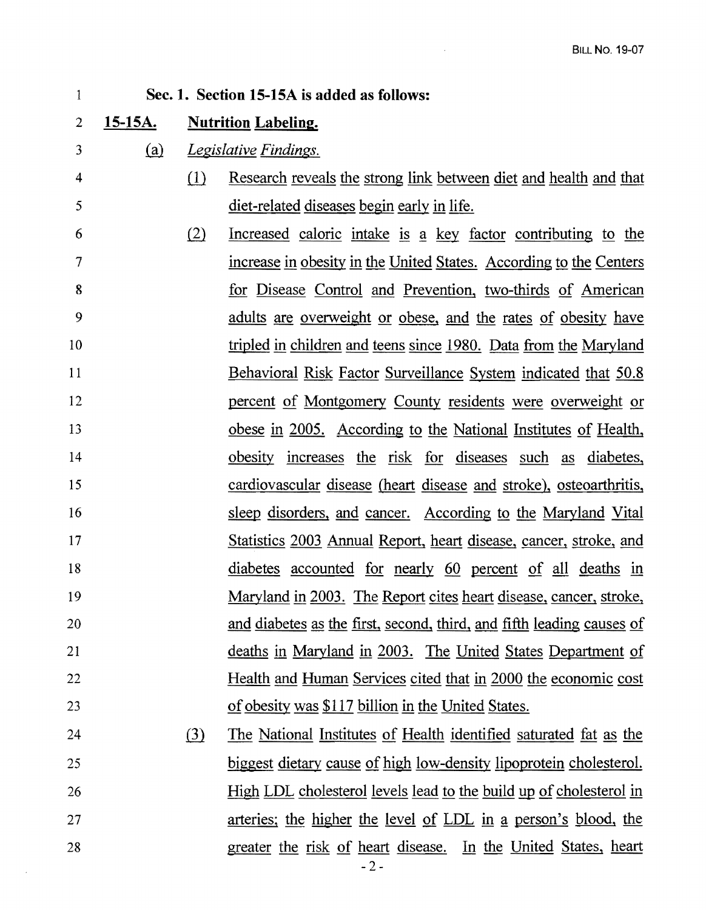**Sec. 1. Section 15-15A is added as follows:**

**15-15A. Nutrition Labeling.**

(a) *Legislative Findings.*

(1) Research reveals the strong link between diet and health and that diet-related diseases begin early in life.

(2) Increased caloric intake is a key factor contributing to the increase in obesity in the United States. According to the Centers for Disease Control and Prevention, two-thirds of American adults are overweight or obese, and the rates of obesity have tripled in children and teens since 1980. Data from the Maryland Behavioral Risk Factor Surveillance System indicated that 50.8 percent of Montgomery County residents were overweight or obese in 2005. According to the National Institutes of Health, obesity increases the risk for diseases such as diabetes, cardiovascular disease (heart disease and stroke), osteoarthritis, sleep disorders, and cancer. According to the Maryland Vital Statistics 2003 Annual Report, heart disease, cancer, stroke, and diabetes accounted for nearly 60 percent of all deaths in Maryland in 2003. The Report cites heart disease, cancer, stroke, and diabetes as the first, second, third, and fifth leading causes of deaths in Maryland in 2003. The United States Department of Health and Human Services cited that in 2000 the economic cost of obesity was $117 billion in the United States.

(3) The National Institutes of Health identified saturated fat as the biggest dietary cause of high low-density lipoprotein cholesterol. High LDL cholesterol levels lead to the build up of cholesterol in arteries; the higher the level of LDL in a person's blood, the greater the risk of heart disease. In the United States, heart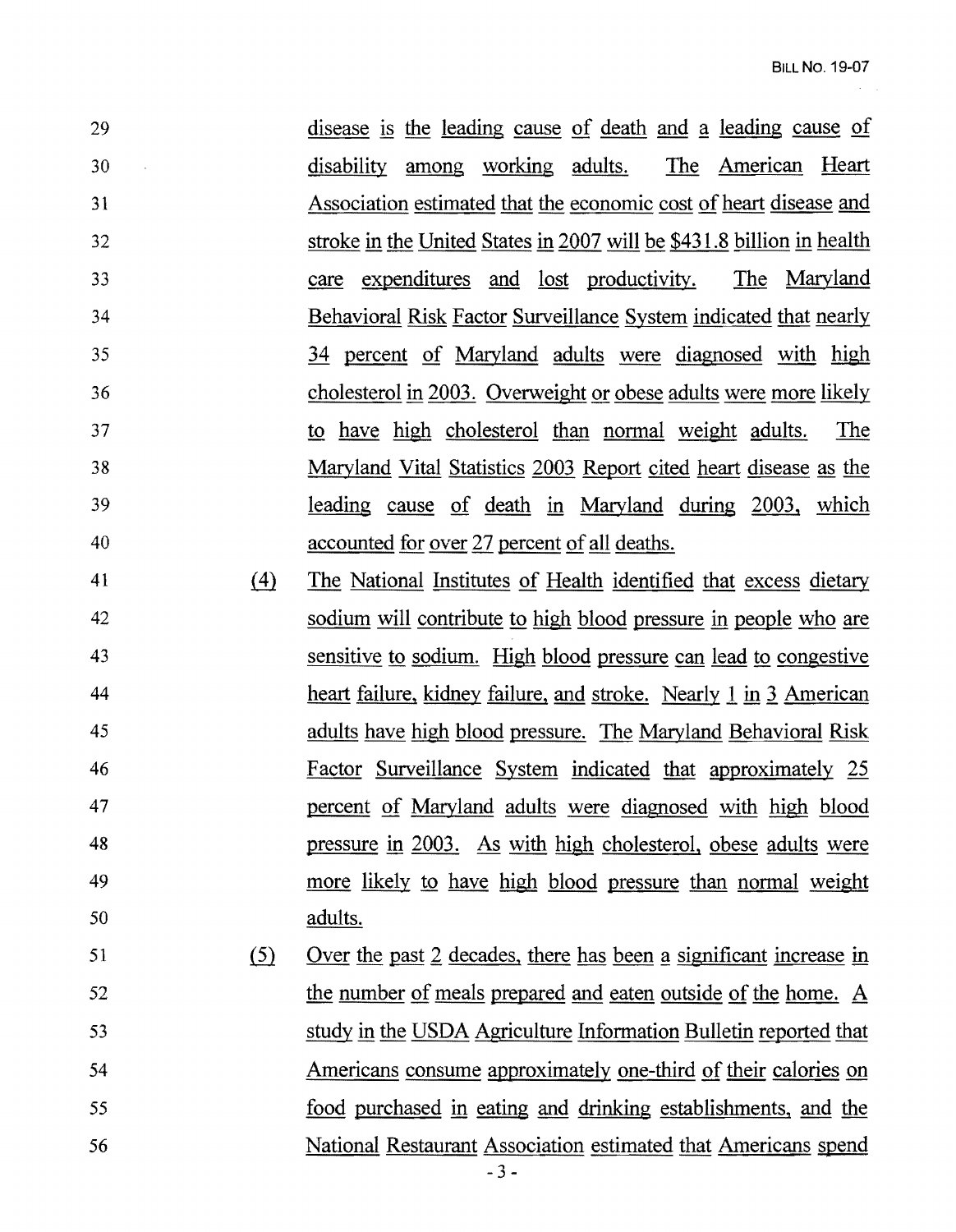disease is the leading cause of death and a leading cause of disability among working adults. The American Heart Association estimated that the economic cost of heart disease and stroke in the United States in 2007 will be $431.8 billion in health care expenditures and lost productivity. The Maryland Behavioral Risk Factor Surveillance System indicated that nearly 34 percent of Maryland adults were diagnosed with high cholesterol in 2003. Overweight or obese adults were more likely to have high cholesterol than normal weight adults. The Maryland Vital Statistics 2003 Report cited heart disease as the leading cause of death in Maryland during 2003, which accounted for over 27 percent of all deaths.

(4) The National Institutes of Health identified that excess dietary sodium will contribute to high blood pressure in people who are sensitive to sodium. High blood pressure can lead to congestive heart failure, kidney failure, and stroke. Nearly 1 in 3 American adults have high blood pressure. The Maryland Behavioral Risk Factor Surveillance System indicated that approximately 25 percent of Maryland adults were diagnosed with high blood pressure in 2003. As with high cholesterol, obese adults were more likely to have high blood pressure than normal weight adults.

(5) Over the past 2 decades, there has been a significant increase in the number of meals prepared and eaten outside of the home. A study in the USDA Agriculture Information Bulletin reported that Americans consume approximately one-third of their calories on food purchased in eating and drinking establishments, and the National Restaurant Association estimated that Americans spend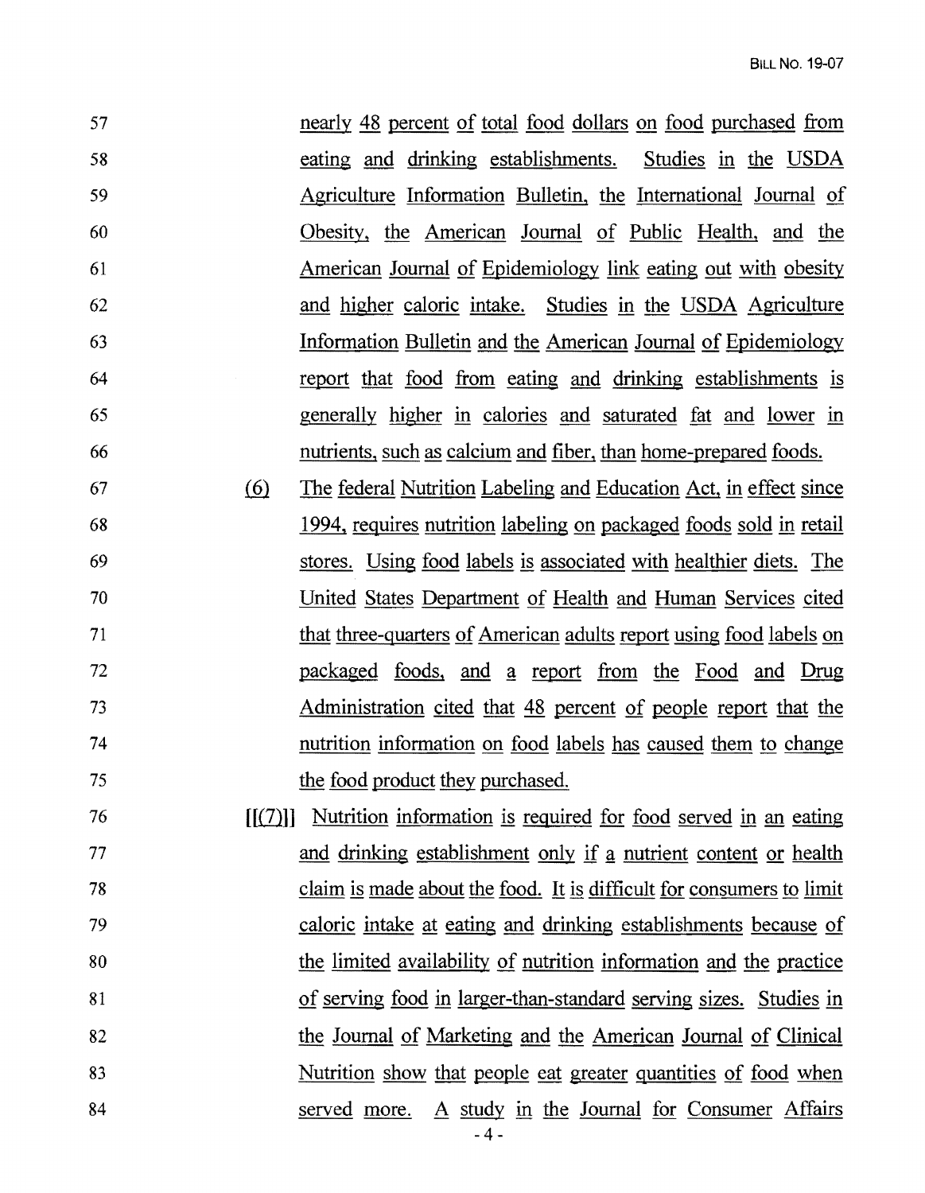nearly 48 percent of total food dollars on food purchased from eating and drinking establishments. Studies in the USDA Agriculture Information Bulletin, the International Journal of Obesity, the American Journal of Public Health, and the American Journal of Epidemiology link eating out with obesity and higher caloric intake. Studies in the USDA Agriculture Information Bulletin and the American Journal of Epidemiology report that food from eating and drinking establishments is generally higher in calories and saturated fat and lower in nutrients, such as calcium and fiber, than home-prepared foods.

(6) The federal Nutrition Labeling and Education Act, in effect since 1994, requires nutrition labeling on packaged foods sold in retail stores. Using food labels is associated with healthier diets. The United States Department of Health and Human Services cited that three-quarters of American adults report using food labels on packaged foods, and a report from the Food and Drug Administration cited that 48 percent of people report that the nutrition information on food labels has caused them to change the food product they purchased.

[[(7)]] Nutrition information is required for food served in an eating and drinking establishment only if a nutrient content or health claim is made about the food. It is difficult for consumers to limit caloric intake at eating and drinking establishments because of the limited availability of nutrition information and the practice of serving food in larger-than-standard serving sizes. Studies in the Journal of Marketing and the American Journal of Clinical Nutrition show that people eat greater quantities of food when served more. A study in the Journal for Consumer Affairs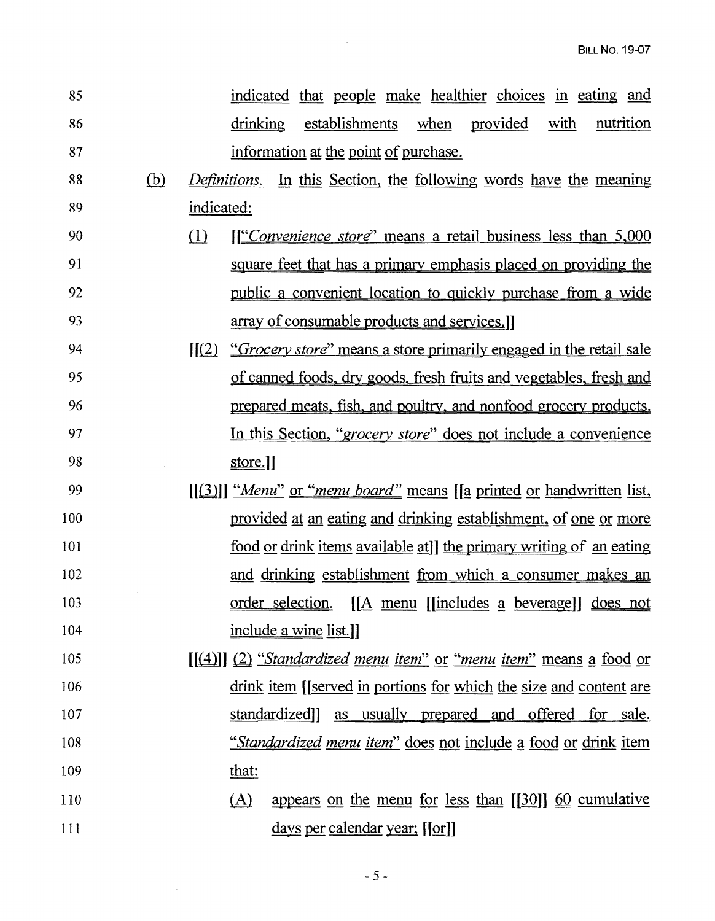85 indicated that people make healthier choices in eating and
86 drinking establishments when provided with nutrition
87 information at the point of purchase.

88 (b) *Definitions.* In this Section, the following words have the meaning
89 indicated:

90 (1) [[*"Convenience store"* means a retail business less than 5,000
91 square feet that has a primary emphasis placed on providing the
92 public a convenient location to quickly purchase from a wide
93 array of consumable products and services.]]

94 [[(2) *"Grocery store"* means a store primarily engaged in the retail sale
95 of canned foods, dry goods, fresh fruits and vegetables, fresh and
96 prepared meats, fish, and poultry, and nonfood grocery products.
97 In this Section, *"grocery store"* does not include a convenience
98 store.]]

99 [[(3)]] *"Menu"* or *"menu board"* means [[a printed or handwritten list,
100 provided at an eating and drinking establishment, of one or more
101 food or drink items available at]] the primary writing of an eating
102 and drinking establishment from which a consumer makes an
103 order selection. [[A menu [[includes a beverage]] does not
104 include a wine list.]]

105 [[(4)]] (2) *"Standardized menu item"* or *"menu item"* means a food or
106 drink item [[served in portions for which the size and content are
107 standardized]] as usually prepared and offered for sale.
108 *"Standardized menu item"* does not include a food or drink item
109 that:

110 (A) appears on the menu for less than [[30]] 60 cumulative
111 days per calendar year; [[or]]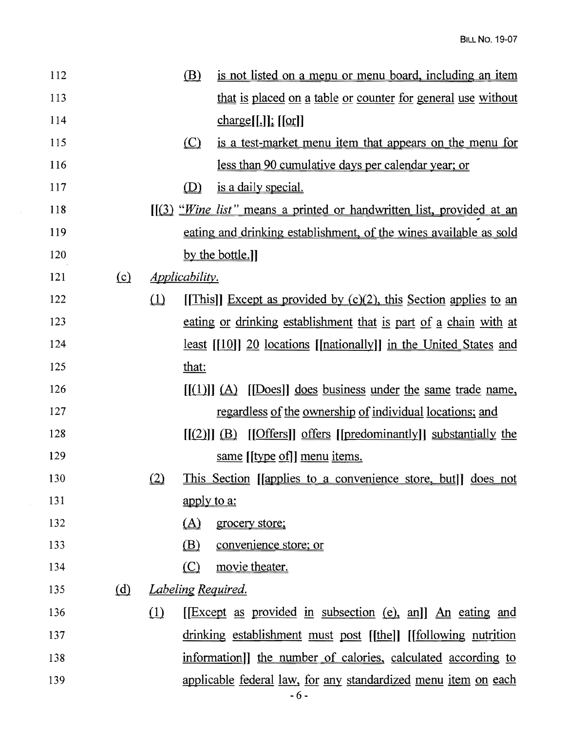112 (B) is not listed on a menu or menu board, including an item
113 that is placed on a table or counter for general use without
114 charge[[.]]; [[or]]
115 (C) is a test-market menu item that appears on the menu for
116 less than 90 cumulative days per calendar year; or
117 (D) is a daily special.
118 [[(3) *"Wine list"* means a printed or handwritten list, provided at an
119 eating and drinking establishment, of the wines available as sold
120 by the bottle.]]
121 (c) *Applicability.*
122 (1) [[This]] Except as provided by (c)(2), this Section applies to an
123 eating or drinking establishment that is part of a chain with at
124 least [[10]] 20 locations [[nationally]] in the United States and
125 that:
126 [[(1)]] (A) [[Does]] does business under the same trade name,
127 regardless of the ownership of individual locations; and
128 [[(2)]] (B) [[Offers]] offers [[predominantly]] substantially the
129 same [[type of]] menu items.
130 (2) This Section [[applies to a convenience store, but]] does not
131 apply to a:
132 (A) grocery store;
133 (B) convenience store; or
134 (C) movie theater.
135 (d) *Labeling Required.*
136 (1) [[Except as provided in subsection (e), an]] An eating and
137 drinking establishment must post [[the]] [[following nutrition
138 information]] the number of calories, calculated according to
139 applicable federal law, for any standardized menu item on each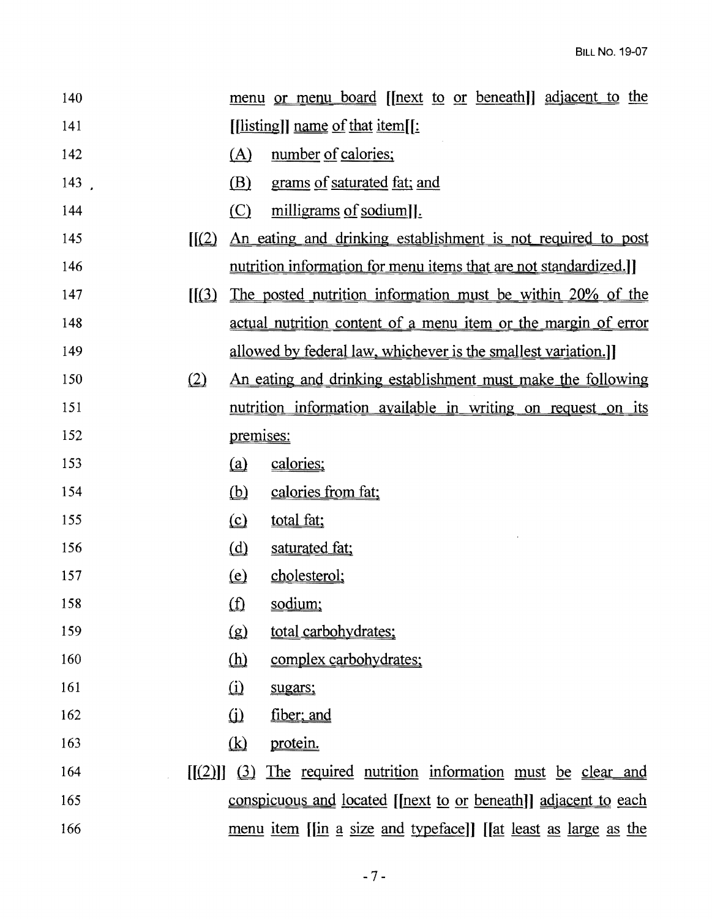140 menu or menu board [[next to or beneath]] adjacent to the

141 [[listing]] name of that item[[:

142 (A) number of calories;

143 (B) grams of saturated fat; and

144 (C) milligrams of sodium]].

145 [[(2) An eating and drinking establishment is not required to post

146 nutrition information for menu items that are not standardized.]]

147 [[(3) The posted nutrition information must be within 20% of the

148 actual nutrition content of a menu item or the margin of error

149 allowed by federal law, whichever is the smallest variation.]]

150 (2) An eating and drinking establishment must make the following

151 nutrition information available in writing on request on its

152 premises:

153 (a) calories;

154 (b) calories from fat;

155 (c) total fat;

156 (d) saturated fat;

157 (e) cholesterol;

158 (f) sodium;

159 (g) total carbohydrates;

160 (h) complex carbohydrates;

161 (i) sugars;

162 (j) fiber; and

163 (k) protein.

164 [[(2)]] (3) The required nutrition information must be clear and

165 conspicuous and located [[next to or beneath]] adjacent to each

166 menu item [[in a size and typeface]] [[at least as large as the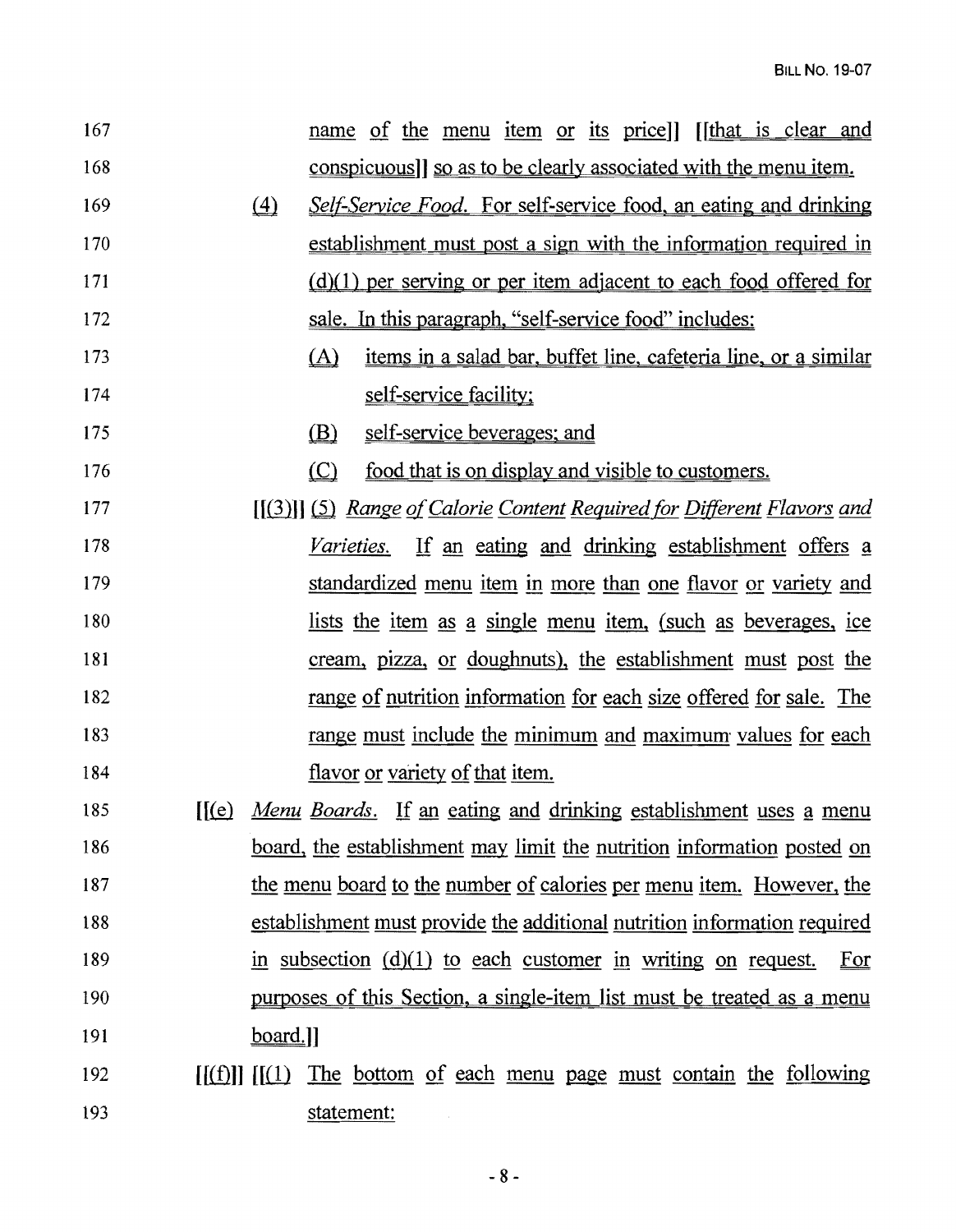167 name of the menu item or its price]] [[that is clear and

168 conspicuous]] so as to be clearly associated with the menu item.

169 (4) *Self-Service Food.* For self-service food, an eating and drinking

170 establishment must post a sign with the information required in

171 (d)(1) per serving or per item adjacent to each food offered for

172 sale. In this paragraph, "self-service food" includes:

173 (A) items in a salad bar, buffet line, cafeteria line, or a similar

174 self-service facility;

175 (B) self-service beverages; and

176 (C) food that is on display and visible to customers.

177 [[(3)]] (5) *Range of Calorie Content Required for Different Flavors and*

178 *Varieties.* If an eating and drinking establishment offers a

179 standardized menu item in more than one flavor or variety and

180 lists the item as a single menu item, (such as beverages, ice

181 cream, pizza, or doughnuts), the establishment must post the

182 range of nutrition information for each size offered for sale. The

183 range must include the minimum and maximum values for each

184 flavor or variety of that item.

185 [[(e) *Menu Boards.* If an eating and drinking establishment uses a menu

186 board, the establishment may limit the nutrition information posted on

187 the menu board to the number of calories per menu item. However, the

188 establishment must provide the additional nutrition information required

189 in subsection (d)(1) to each customer in writing on request. For

190 purposes of this Section, a single-item list must be treated as a menu

191 board.]]

192 [[(f)]] [[(1) The bottom of each menu page must contain the following

193 statement: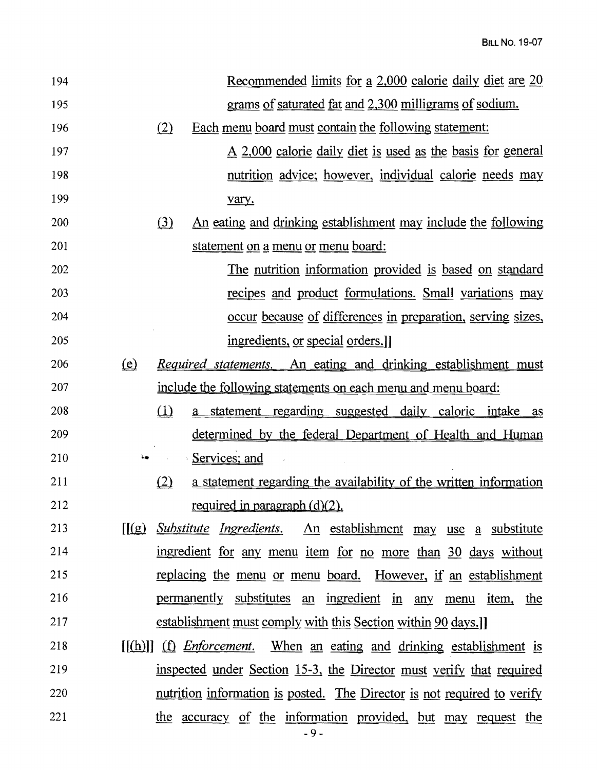Recommended limits for a 2,000 calorie daily diet are 20 grams of saturated fat and 2,300 milligrams of sodium.

(2) Each menu board must contain the following statement:

A 2,000 calorie daily diet is used as the basis for general nutrition advice; however, individual calorie needs may vary.

(3) An eating and drinking establishment may include the following statement on a menu or menu board:

The nutrition information provided is based on standard recipes and product formulations. Small variations may occur because of differences in preparation, serving sizes, ingredients, or special orders.]]

(e) *Required statements.* An eating and drinking establishment must include the following statements on each menu and menu board:

(1) a statement regarding suggested daily caloric intake as determined by the federal Department of Health and Human Services; and

(2) a statement regarding the availability of the written information required in paragraph (d)(2).

[[(g) *Substitute Ingredients.* An establishment may use a substitute ingredient for any menu item for no more than 30 days without replacing the menu or menu board. However, if an establishment permanently substitutes an ingredient in any menu item, the establishment must comply with this Section within 90 days.]]

[[(h)]] (f) *Enforcement.* When an eating and drinking establishment is inspected under Section 15-3, the Director must verify that required nutrition information is posted. The Director is not required to verify the accuracy of the information provided, but may request the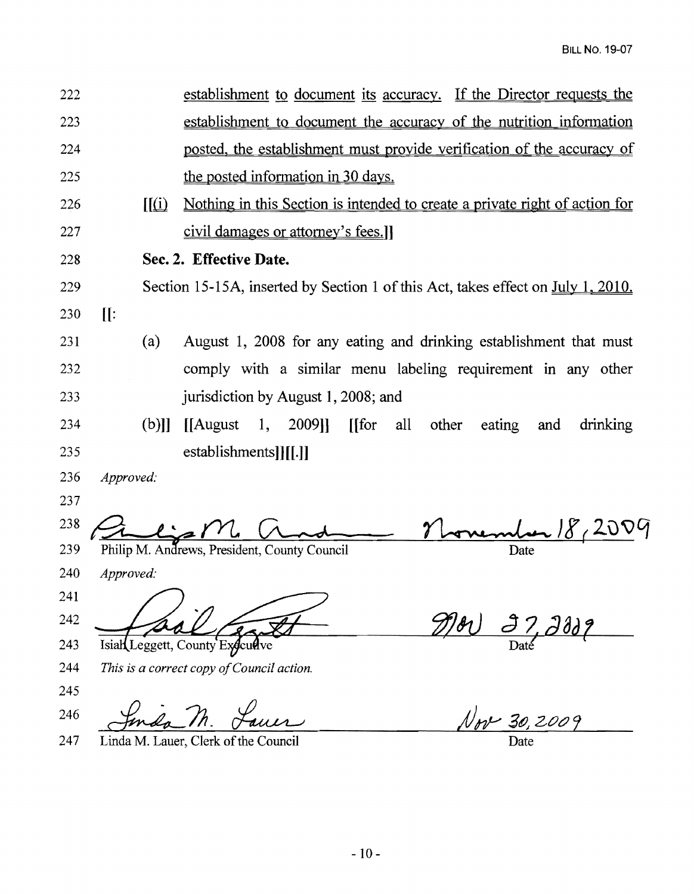222 establishment to document its accuracy. If the Director requests the
223 establishment to document the accuracy of the nutrition information
224 posted, the establishment must provide verification of the accuracy of
225 the posted information in 30 days.

226 [[(i) Nothing in this Section is intended to create a private right of action for
227 civil damages or attorney's fees.]]

228 **Sec. 2. Effective Date.**

229 Section 15-15A, inserted by Section 1 of this Act, takes effect on July 1, 2010.

230 [[:

231 (a) August 1, 2008 for any eating and drinking establishment that must
232 comply with a similar menu labeling requirement in any other
233 jurisdiction by August 1, 2008; and

234 (b)]] [[August 1, 2009]] [[for all other eating and drinking
235 establishments]][[.]]

236 *Approved:*

237

238 Philip M. Andrews — November 18, 2009

239 Philip M. Andrews, President, County Council — Date

240 *Approved:*

241

242 Isiah Leggett — Nov 27, 2009

243 Isiah Leggett, County Executive — Date

244 *This is a correct copy of Council action.*

245

246 Linda M. Lauer — Nov 30, 2009

247 Linda M. Lauer, Clerk of the Council — Date